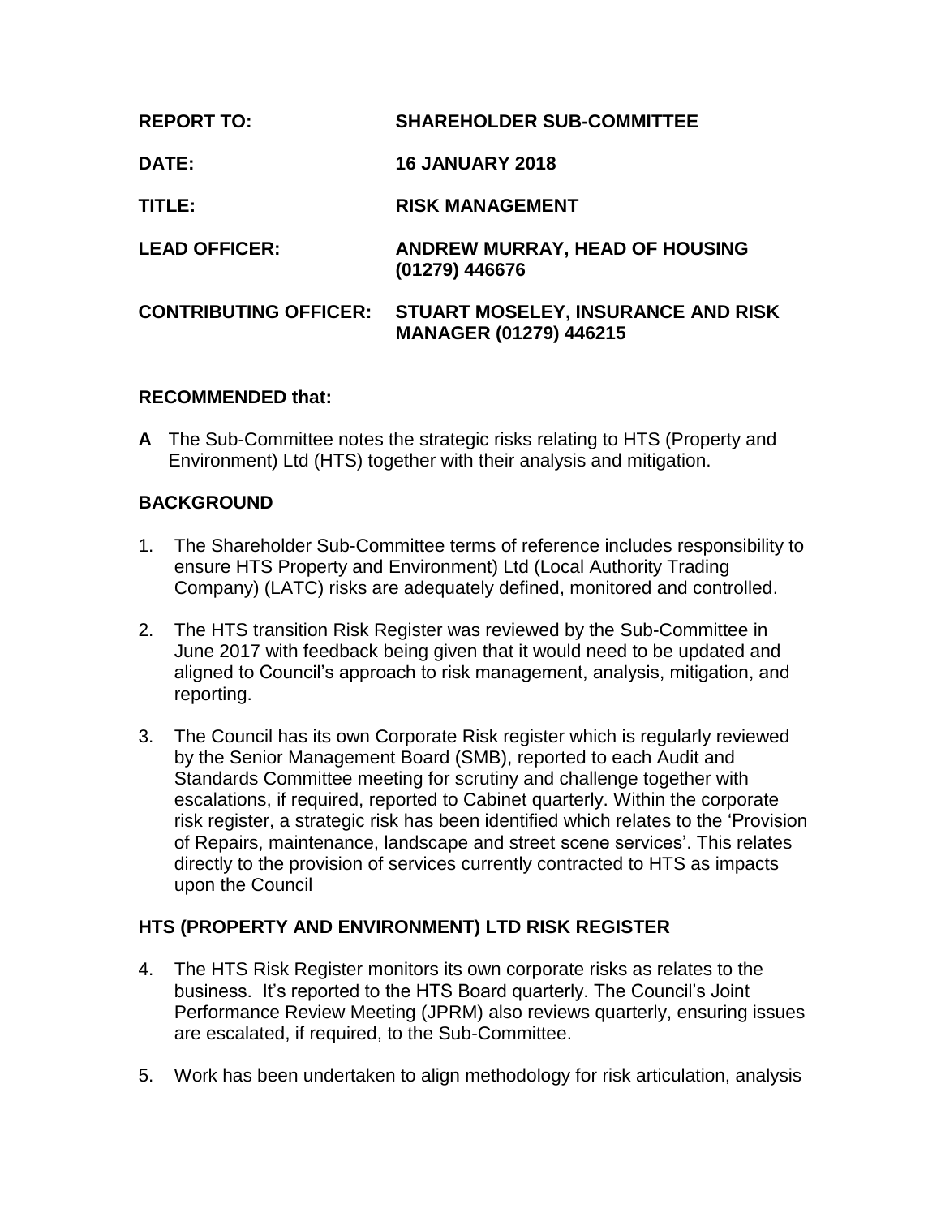| | |
|---|---|
| **REPORT TO:** | **SHAREHOLDER SUB-COMMITTEE** |
| **DATE:** | **16 JANUARY 2018** |
| **TITLE:** | **RISK MANAGEMENT** |
| **LEAD OFFICER:** | **ANDREW MURRAY, HEAD OF HOUSING (01279) 446676** |
| **CONTRIBUTING OFFICER:** | **STUART MOSELEY, INSURANCE AND RISK MANAGER (01279) 446215** |

## RECOMMENDED that:

**A** The Sub-Committee notes the strategic risks relating to HTS (Property and Environment) Ltd (HTS) together with their analysis and mitigation.

## BACKGROUND

1. The Shareholder Sub-Committee terms of reference includes responsibility to ensure HTS Property and Environment) Ltd (Local Authority Trading Company) (LATC) risks are adequately defined, monitored and controlled.

2. The HTS transition Risk Register was reviewed by the Sub-Committee in June 2017 with feedback being given that it would need to be updated and aligned to Council's approach to risk management, analysis, mitigation, and reporting.

3. The Council has its own Corporate Risk register which is regularly reviewed by the Senior Management Board (SMB), reported to each Audit and Standards Committee meeting for scrutiny and challenge together with escalations, if required, reported to Cabinet quarterly. Within the corporate risk register, a strategic risk has been identified which relates to the 'Provision of Repairs, maintenance, landscape and street scene services'. This relates directly to the provision of services currently contracted to HTS as impacts upon the Council

## HTS (PROPERTY AND ENVIRONMENT) LTD RISK REGISTER

4. The HTS Risk Register monitors its own corporate risks as relates to the business. It's reported to the HTS Board quarterly. The Council's Joint Performance Review Meeting (JPRM) also reviews quarterly, ensuring issues are escalated, if required, to the Sub-Committee.

5. Work has been undertaken to align methodology for risk articulation, analysis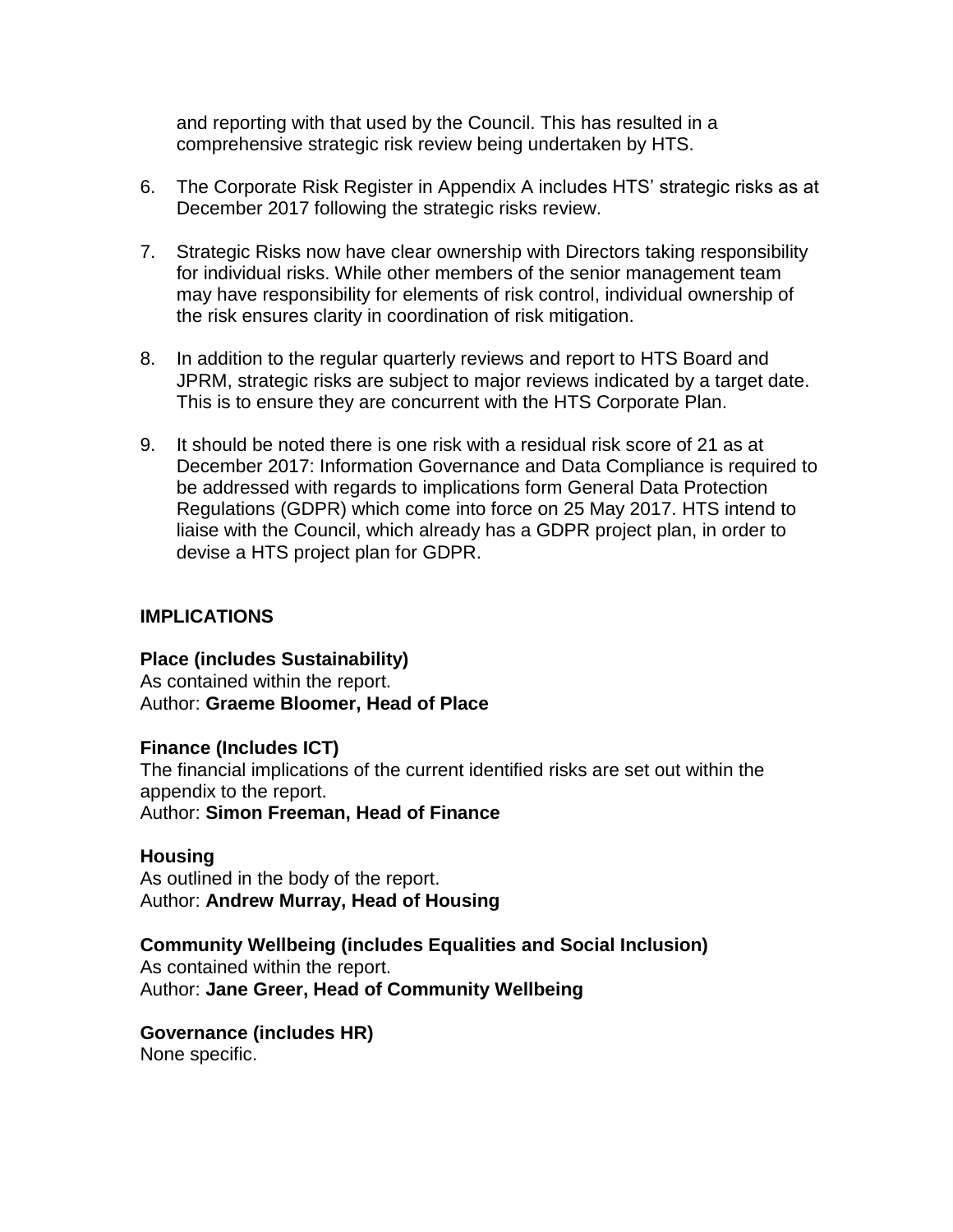and reporting with that used by the Council. This has resulted in a comprehensive strategic risk review being undertaken by HTS.

6. The Corporate Risk Register in Appendix A includes HTS' strategic risks as at December 2017 following the strategic risks review.

7. Strategic Risks now have clear ownership with Directors taking responsibility for individual risks. While other members of the senior management team may have responsibility for elements of risk control, individual ownership of the risk ensures clarity in coordination of risk mitigation.

8. In addition to the regular quarterly reviews and report to HTS Board and JPRM, strategic risks are subject to major reviews indicated by a target date. This is to ensure they are concurrent with the HTS Corporate Plan.

9. It should be noted there is one risk with a residual risk score of 21 as at December 2017: Information Governance and Data Compliance is required to be addressed with regards to implications form General Data Protection Regulations (GDPR) which come into force on 25 May 2017. HTS intend to liaise with the Council, which already has a GDPR project plan, in order to devise a HTS project plan for GDPR.

## IMPLICATIONS

**Place (includes Sustainability)**
As contained within the report.
Author: **Graeme Bloomer, Head of Place**

**Finance (Includes ICT)**
The financial implications of the current identified risks are set out within the appendix to the report.
Author: **Simon Freeman, Head of Finance**

**Housing**
As outlined in the body of the report.
Author: **Andrew Murray, Head of Housing**

**Community Wellbeing (includes Equalities and Social Inclusion)**
As contained within the report.
Author: **Jane Greer, Head of Community Wellbeing**

**Governance (includes HR)**
None specific.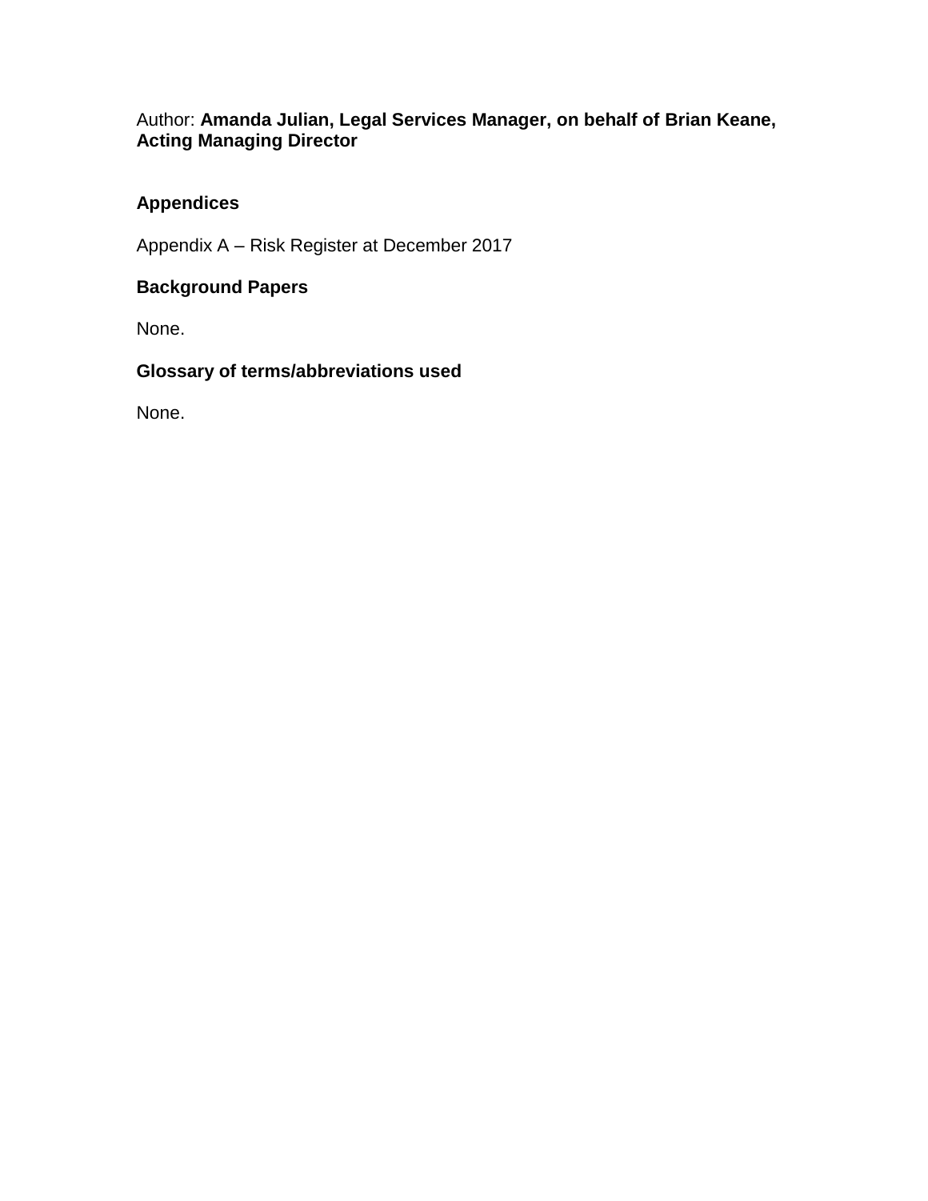Author: **Amanda Julian, Legal Services Manager, on behalf of Brian Keane, Acting Managing Director**

**Appendices**

Appendix A – Risk Register at December 2017

**Background Papers**

None.

**Glossary of terms/abbreviations used**

None.